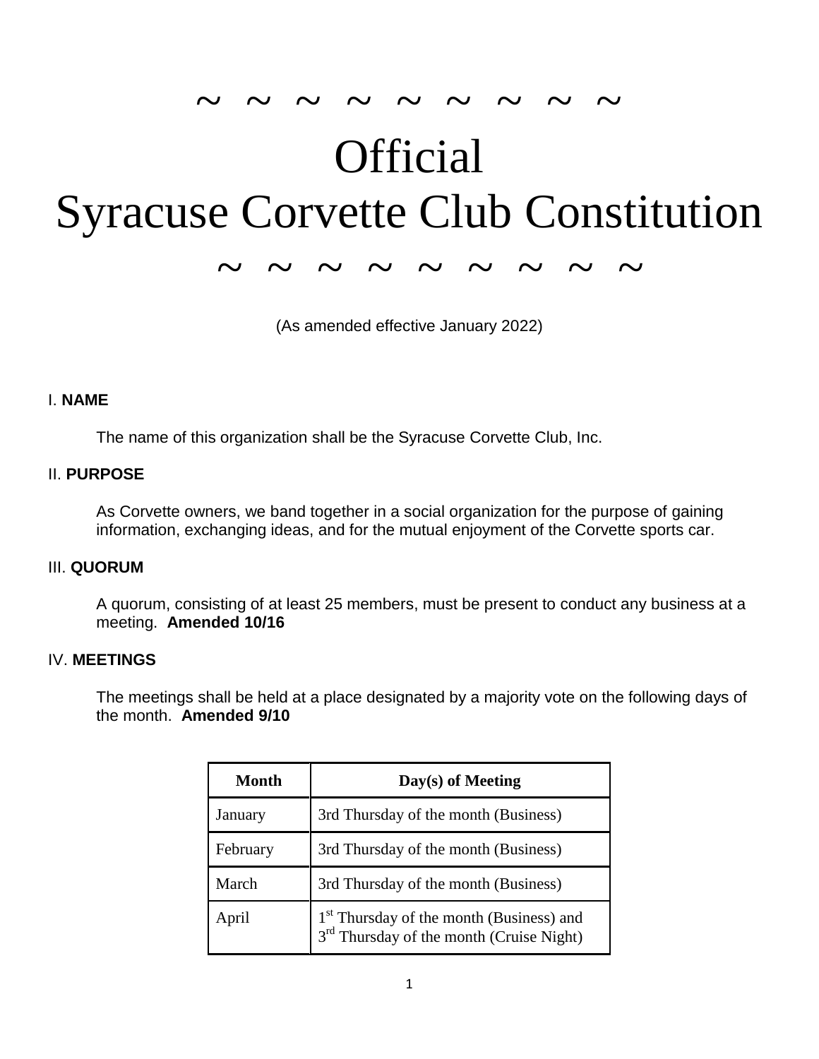~ ~ ~ ~ ~ ~ ~ ~ ~

# Official
# Syracuse Corvette Club Constitution

~ ~ ~ ~ ~ ~ ~ ~ ~

(As amended effective January 2022)

## I. NAME

The name of this organization shall be the Syracuse Corvette Club, Inc.

## II. PURPOSE

As Corvette owners, we band together in a social organization for the purpose of gaining information, exchanging ideas, and for the mutual enjoyment of the Corvette sports car.

## III. QUORUM

A quorum, consisting of at least 25 members, must be present to conduct any business at a meeting. **Amended 10/16**

## IV. MEETINGS

The meetings shall be held at a place designated by a majority vote on the following days of the month. **Amended 9/10**

| Month | Day(s) of Meeting |
|---|---|
| January | 3rd Thursday of the month (Business) |
| February | 3rd Thursday of the month (Business) |
| March | 3rd Thursday of the month (Business) |
| April | 1st Thursday of the month (Business) and 3rd Thursday of the month (Cruise Night) |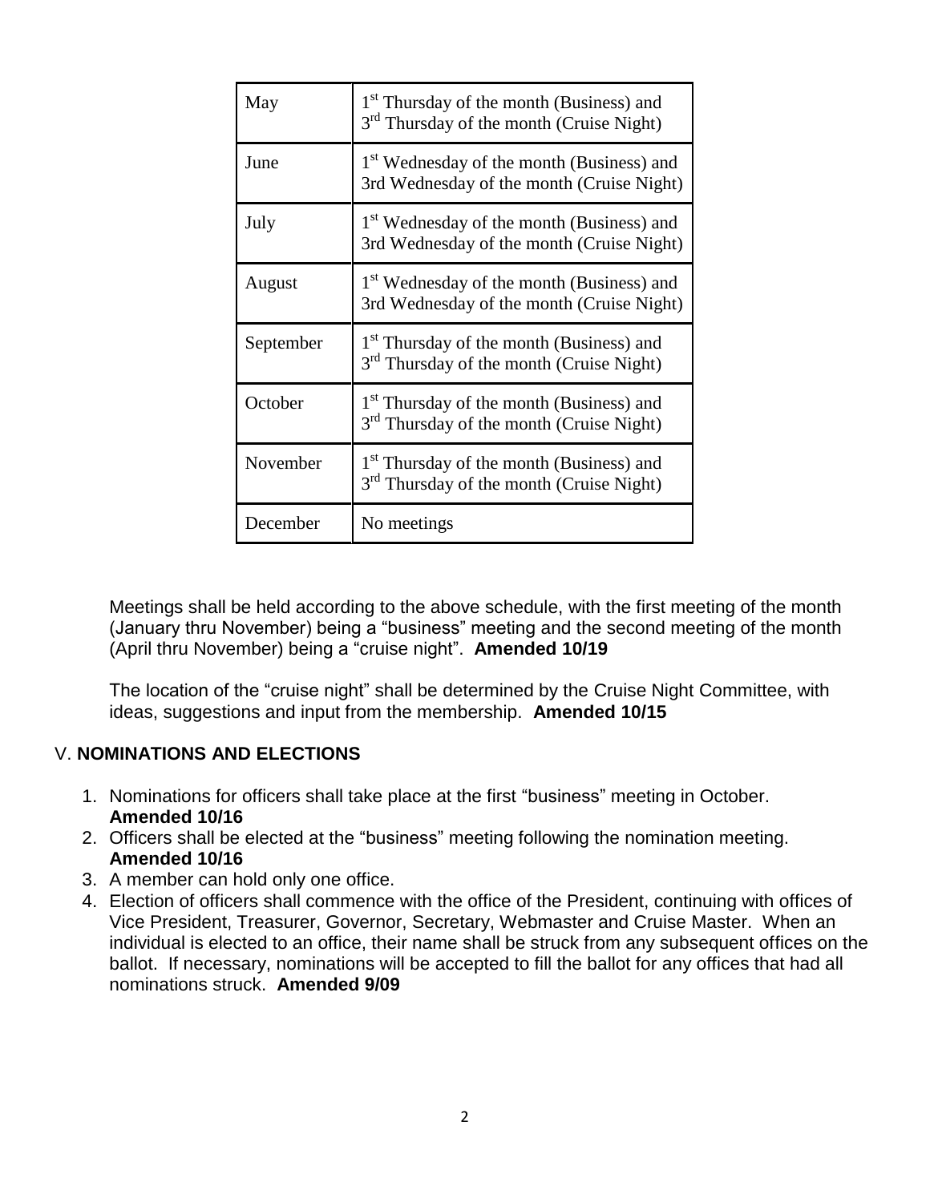| May | 1st Thursday of the month (Business) and 3rd Thursday of the month (Cruise Night) |
|---|---|
| June | 1st Wednesday of the month (Business) and 3rd Wednesday of the month (Cruise Night) |
| July | 1st Wednesday of the month (Business) and 3rd Wednesday of the month (Cruise Night) |
| August | 1st Wednesday of the month (Business) and 3rd Wednesday of the month (Cruise Night) |
| September | 1st Thursday of the month (Business) and 3rd Thursday of the month (Cruise Night) |
| October | 1st Thursday of the month (Business) and 3rd Thursday of the month (Cruise Night) |
| November | 1st Thursday of the month (Business) and 3rd Thursday of the month (Cruise Night) |
| December | No meetings |

Meetings shall be held according to the above schedule, with the first meeting of the month (January thru November) being a "business" meeting and the second meeting of the month (April thru November) being a "cruise night". **Amended 10/19**

The location of the "cruise night" shall be determined by the Cruise Night Committee, with ideas, suggestions and input from the membership. **Amended 10/15**

## V. NOMINATIONS AND ELECTIONS

1. Nominations for officers shall take place at the first "business" meeting in October. **Amended 10/16**
2. Officers shall be elected at the "business" meeting following the nomination meeting. **Amended 10/16**
3. A member can hold only one office.
4. Election of officers shall commence with the office of the President, continuing with offices of Vice President, Treasurer, Governor, Secretary, Webmaster and Cruise Master. When an individual is elected to an office, their name shall be struck from any subsequent offices on the ballot. If necessary, nominations will be accepted to fill the ballot for any offices that had all nominations struck. **Amended 9/09**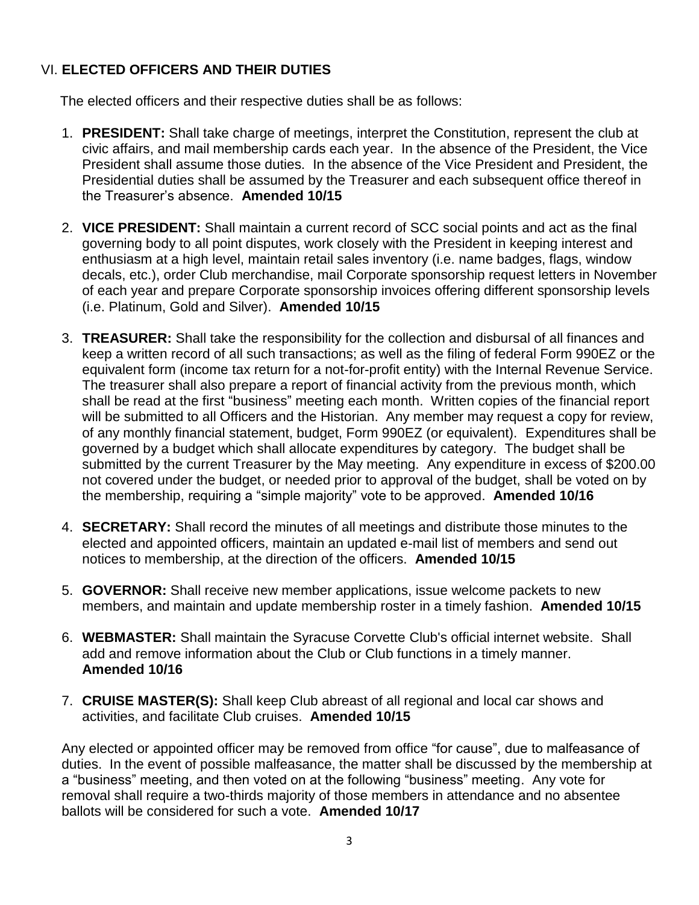## VI. **ELECTED OFFICERS AND THEIR DUTIES**

The elected officers and their respective duties shall be as follows:

1. **PRESIDENT:** Shall take charge of meetings, interpret the Constitution, represent the club at civic affairs, and mail membership cards each year. In the absence of the President, the Vice President shall assume those duties. In the absence of the Vice President and President, the Presidential duties shall be assumed by the Treasurer and each subsequent office thereof in the Treasurer's absence. **Amended 10/15**

2. **VICE PRESIDENT:** Shall maintain a current record of SCC social points and act as the final governing body to all point disputes, work closely with the President in keeping interest and enthusiasm at a high level, maintain retail sales inventory (i.e. name badges, flags, window decals, etc.), order Club merchandise, mail Corporate sponsorship request letters in November of each year and prepare Corporate sponsorship invoices offering different sponsorship levels (i.e. Platinum, Gold and Silver). **Amended 10/15**

3. **TREASURER:** Shall take the responsibility for the collection and disbursal of all finances and keep a written record of all such transactions; as well as the filing of federal Form 990EZ or the equivalent form (income tax return for a not-for-profit entity) with the Internal Revenue Service. The treasurer shall also prepare a report of financial activity from the previous month, which shall be read at the first "business" meeting each month. Written copies of the financial report will be submitted to all Officers and the Historian. Any member may request a copy for review, of any monthly financial statement, budget, Form 990EZ (or equivalent). Expenditures shall be governed by a budget which shall allocate expenditures by category. The budget shall be submitted by the current Treasurer by the May meeting. Any expenditure in excess of $200.00 not covered under the budget, or needed prior to approval of the budget, shall be voted on by the membership, requiring a "simple majority" vote to be approved. **Amended 10/16**

4. **SECRETARY:** Shall record the minutes of all meetings and distribute those minutes to the elected and appointed officers, maintain an updated e-mail list of members and send out notices to membership, at the direction of the officers. **Amended 10/15**

5. **GOVERNOR:** Shall receive new member applications, issue welcome packets to new members, and maintain and update membership roster in a timely fashion. **Amended 10/15**

6. **WEBMASTER:** Shall maintain the Syracuse Corvette Club's official internet website. Shall add and remove information about the Club or Club functions in a timely manner. **Amended 10/16**

7. **CRUISE MASTER(S):** Shall keep Club abreast of all regional and local car shows and activities, and facilitate Club cruises. **Amended 10/15**

Any elected or appointed officer may be removed from office "for cause", due to malfeasance of duties. In the event of possible malfeasance, the matter shall be discussed by the membership at a "business" meeting, and then voted on at the following "business" meeting. Any vote for removal shall require a two-thirds majority of those members in attendance and no absentee ballots will be considered for such a vote. **Amended 10/17**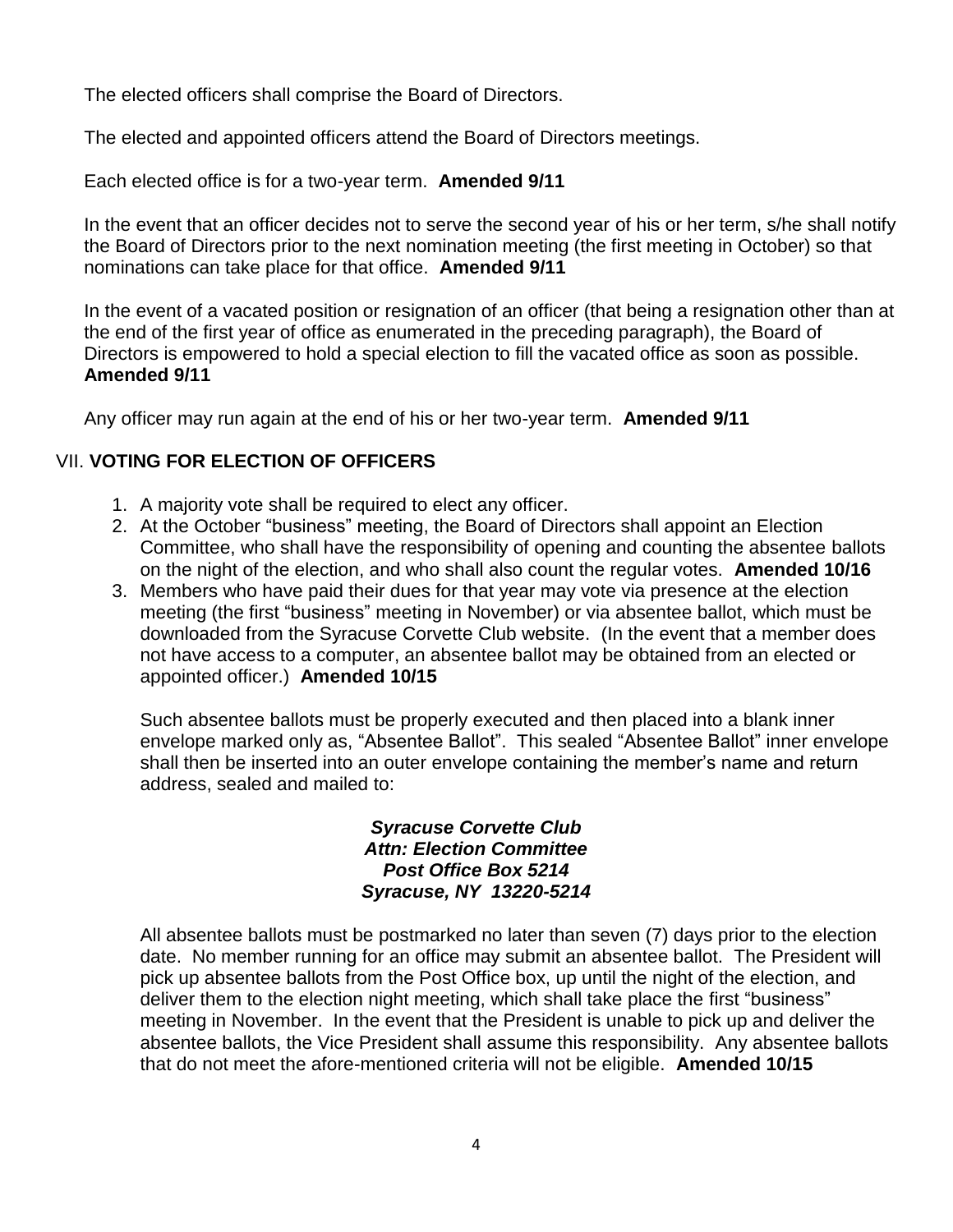The elected officers shall comprise the Board of Directors.

The elected and appointed officers attend the Board of Directors meetings.

Each elected office is for a two-year term. **Amended 9/11**

In the event that an officer decides not to serve the second year of his or her term, s/he shall notify the Board of Directors prior to the next nomination meeting (the first meeting in October) so that nominations can take place for that office. **Amended 9/11**

In the event of a vacated position or resignation of an officer (that being a resignation other than at the end of the first year of office as enumerated in the preceding paragraph), the Board of Directors is empowered to hold a special election to fill the vacated office as soon as possible. **Amended 9/11**

Any officer may run again at the end of his or her two-year term. **Amended 9/11**

## VII. **VOTING FOR ELECTION OF OFFICERS**

1. A majority vote shall be required to elect any officer.
2. At the October "business" meeting, the Board of Directors shall appoint an Election Committee, who shall have the responsibility of opening and counting the absentee ballots on the night of the election, and who shall also count the regular votes. **Amended 10/16**
3. Members who have paid their dues for that year may vote via presence at the election meeting (the first "business" meeting in November) or via absentee ballot, which must be downloaded from the Syracuse Corvette Club website. (In the event that a member does not have access to a computer, an absentee ballot may be obtained from an elected or appointed officer.) **Amended 10/15**

   Such absentee ballots must be properly executed and then placed into a blank inner envelope marked only as, "Absentee Ballot". This sealed "Absentee Ballot" inner envelope shall then be inserted into an outer envelope containing the member's name and return address, sealed and mailed to:

   ***Syracuse Corvette Club***
   ***Attn: Election Committee***
   ***Post Office Box 5214***
   ***Syracuse, NY 13220-5214***

   All absentee ballots must be postmarked no later than seven (7) days prior to the election date. No member running for an office may submit an absentee ballot. The President will pick up absentee ballots from the Post Office box, up until the night of the election, and deliver them to the election night meeting, which shall take place the first "business" meeting in November. In the event that the President is unable to pick up and deliver the absentee ballots, the Vice President shall assume this responsibility. Any absentee ballots that do not meet the afore-mentioned criteria will not be eligible. **Amended 10/15**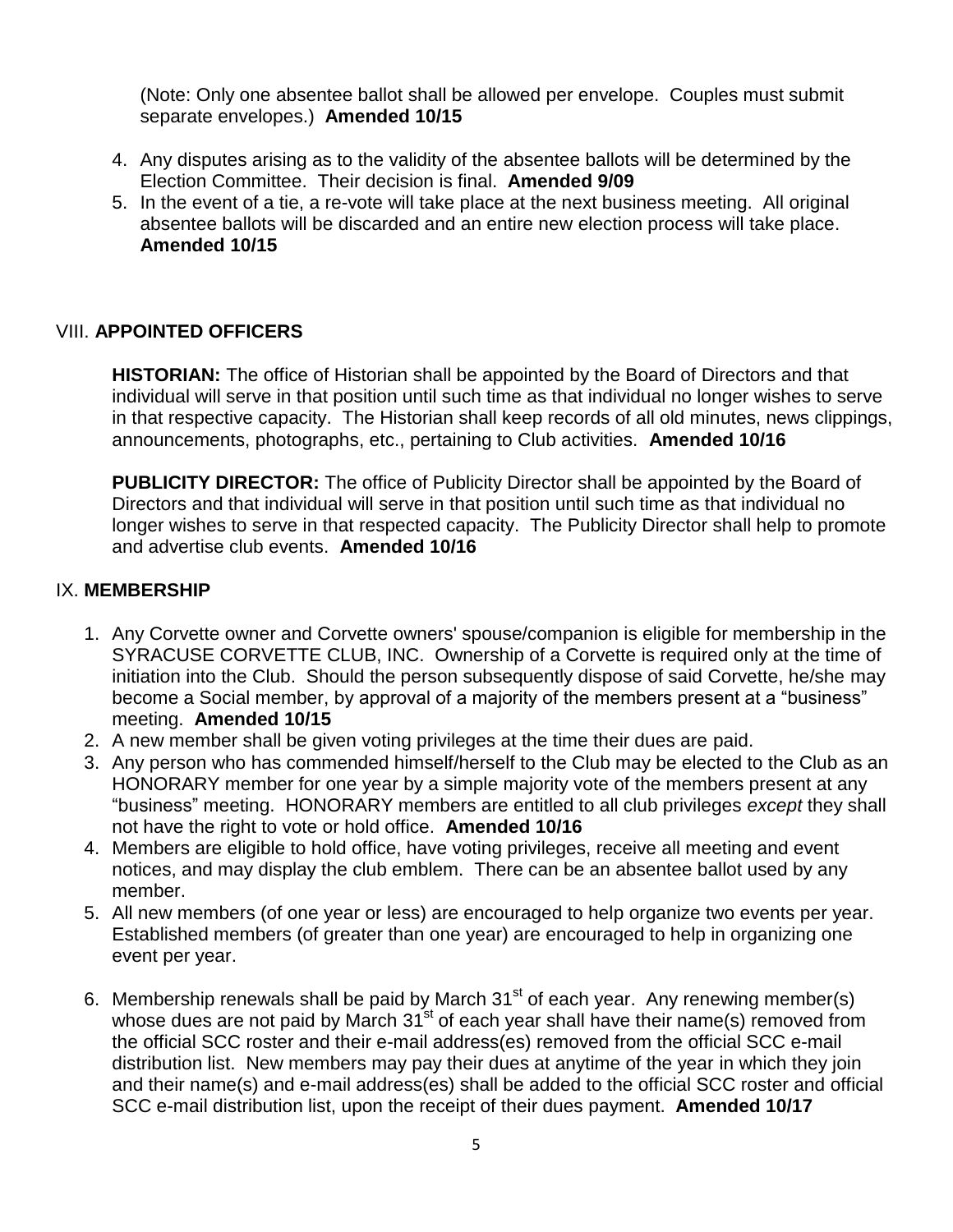(Note: Only one absentee ballot shall be allowed per envelope. Couples must submit separate envelopes.) **Amended 10/15**

4. Any disputes arising as to the validity of the absentee ballots will be determined by the Election Committee. Their decision is final. **Amended 9/09**
5. In the event of a tie, a re-vote will take place at the next business meeting. All original absentee ballots will be discarded and an entire new election process will take place. **Amended 10/15**

## VIII. **APPOINTED OFFICERS**

**HISTORIAN:** The office of Historian shall be appointed by the Board of Directors and that individual will serve in that position until such time as that individual no longer wishes to serve in that respective capacity. The Historian shall keep records of all old minutes, news clippings, announcements, photographs, etc., pertaining to Club activities. **Amended 10/16**

**PUBLICITY DIRECTOR:** The office of Publicity Director shall be appointed by the Board of Directors and that individual will serve in that position until such time as that individual no longer wishes to serve in that respected capacity. The Publicity Director shall help to promote and advertise club events. **Amended 10/16**

## IX. **MEMBERSHIP**

1. Any Corvette owner and Corvette owners' spouse/companion is eligible for membership in the SYRACUSE CORVETTE CLUB, INC. Ownership of a Corvette is required only at the time of initiation into the Club. Should the person subsequently dispose of said Corvette, he/she may become a Social member, by approval of a majority of the members present at a "business" meeting. **Amended 10/15**
2. A new member shall be given voting privileges at the time their dues are paid.
3. Any person who has commended himself/herself to the Club may be elected to the Club as an HONORARY member for one year by a simple majority vote of the members present at any "business" meeting. HONORARY members are entitled to all club privileges *except* they shall not have the right to vote or hold office. **Amended 10/16**
4. Members are eligible to hold office, have voting privileges, receive all meeting and event notices, and may display the club emblem. There can be an absentee ballot used by any member.
5. All new members (of one year or less) are encouraged to help organize two events per year. Established members (of greater than one year) are encouraged to help in organizing one event per year.
6. Membership renewals shall be paid by March 31st of each year. Any renewing member(s) whose dues are not paid by March 31st of each year shall have their name(s) removed from the official SCC roster and their e-mail address(es) removed from the official SCC e-mail distribution list. New members may pay their dues at anytime of the year in which they join and their name(s) and e-mail address(es) shall be added to the official SCC roster and official SCC e-mail distribution list, upon the receipt of their dues payment. **Amended 10/17**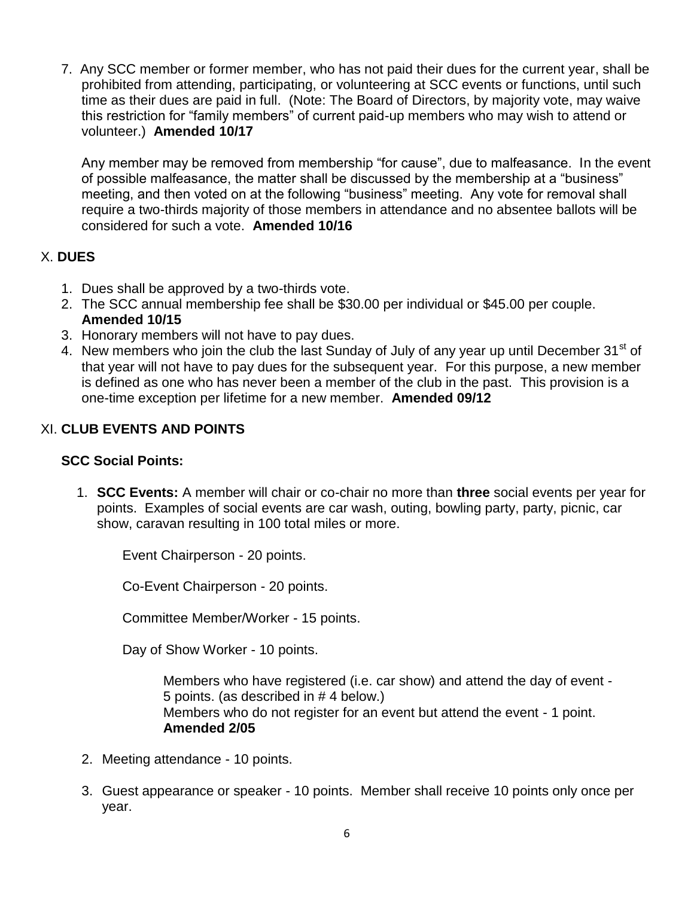7. Any SCC member or former member, who has not paid their dues for the current year, shall be prohibited from attending, participating, or volunteering at SCC events or functions, until such time as their dues are paid in full. (Note: The Board of Directors, by majority vote, may waive this restriction for "family members" of current paid-up members who may wish to attend or volunteer.) **Amended 10/17**

   Any member may be removed from membership "for cause", due to malfeasance. In the event of possible malfeasance, the matter shall be discussed by the membership at a "business" meeting, and then voted on at the following "business" meeting. Any vote for removal shall require a two-thirds majority of those members in attendance and no absentee ballots will be considered for such a vote. **Amended 10/16**

## X. **DUES**

1. Dues shall be approved by a two-thirds vote.
2. The SCC annual membership fee shall be $30.00 per individual or $45.00 per couple. **Amended 10/15**
3. Honorary members will not have to pay dues.
4. New members who join the club the last Sunday of July of any year up until December 31st of that year will not have to pay dues for the subsequent year. For this purpose, a new member is defined as one who has never been a member of the club in the past. This provision is a one-time exception per lifetime for a new member. **Amended 09/12**

## XI. **CLUB EVENTS AND POINTS**

### **SCC Social Points:**

1. **SCC Events:** A member will chair or co-chair no more than **three** social events per year for points. Examples of social events are car wash, outing, bowling party, party, picnic, car show, caravan resulting in 100 total miles or more.

   Event Chairperson - 20 points.

   Co-Event Chairperson - 20 points.

   Committee Member/Worker - 15 points.

   Day of Show Worker - 10 points.

   Members who have registered (i.e. car show) and attend the day of event - 5 points. (as described in # 4 below.)
   Members who do not register for an event but attend the event - 1 point.
   **Amended 2/05**

2. Meeting attendance - 10 points.

3. Guest appearance or speaker - 10 points. Member shall receive 10 points only once per year.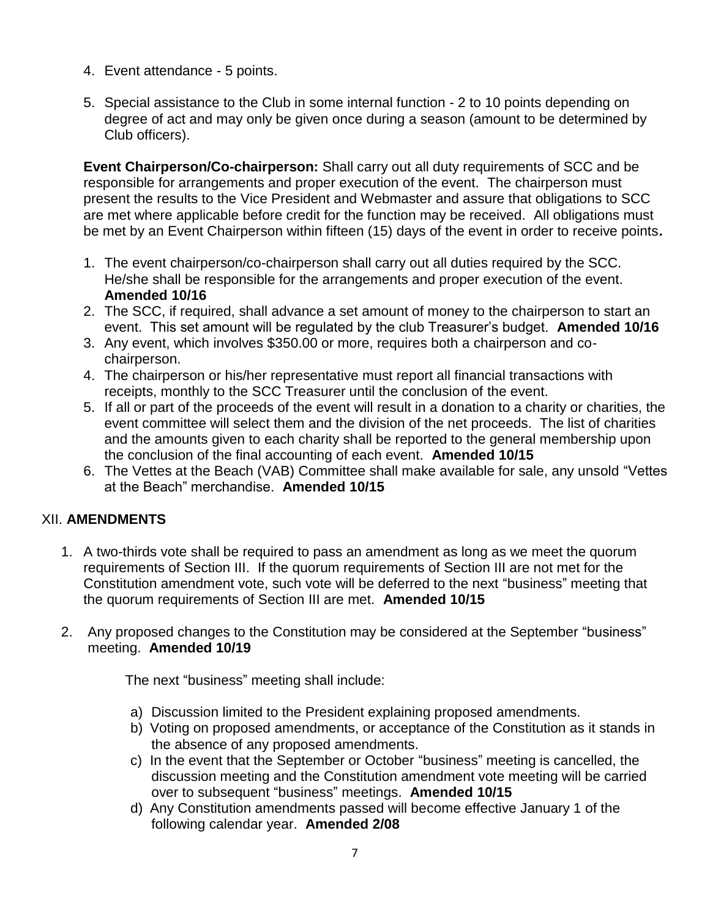4. Event attendance - 5 points.
5. Special assistance to the Club in some internal function - 2 to 10 points depending on degree of act and may only be given once during a season (amount to be determined by Club officers).

**Event Chairperson/Co-chairperson:** Shall carry out all duty requirements of SCC and be responsible for arrangements and proper execution of the event. The chairperson must present the results to the Vice President and Webmaster and assure that obligations to SCC are met where applicable before credit for the function may be received. All obligations must be met by an Event Chairperson within fifteen (15) days of the event in order to receive points**.**

1. The event chairperson/co-chairperson shall carry out all duties required by the SCC. He/she shall be responsible for the arrangements and proper execution of the event. **Amended 10/16**
2. The SCC, if required, shall advance a set amount of money to the chairperson to start an event. This set amount will be regulated by the club Treasurer's budget. **Amended 10/16**
3. Any event, which involves $350.00 or more, requires both a chairperson and co-chairperson.
4. The chairperson or his/her representative must report all financial transactions with receipts, monthly to the SCC Treasurer until the conclusion of the event.
5. If all or part of the proceeds of the event will result in a donation to a charity or charities, the event committee will select them and the division of the net proceeds. The list of charities and the amounts given to each charity shall be reported to the general membership upon the conclusion of the final accounting of each event. **Amended 10/15**
6. The Vettes at the Beach (VAB) Committee shall make available for sale, any unsold "Vettes at the Beach" merchandise. **Amended 10/15**

## XII. **AMENDMENTS**

1. A two-thirds vote shall be required to pass an amendment as long as we meet the quorum requirements of Section III. If the quorum requirements of Section III are not met for the Constitution amendment vote, such vote will be deferred to the next "business" meeting that the quorum requirements of Section III are met. **Amended 10/15**
2. Any proposed changes to the Constitution may be considered at the September "business" meeting. **Amended 10/19**

   The next "business" meeting shall include:

   a) Discussion limited to the President explaining proposed amendments.
   b) Voting on proposed amendments, or acceptance of the Constitution as it stands in the absence of any proposed amendments.
   c) In the event that the September or October "business" meeting is cancelled, the discussion meeting and the Constitution amendment vote meeting will be carried over to subsequent "business" meetings. **Amended 10/15**
   d) Any Constitution amendments passed will become effective January 1 of the following calendar year. **Amended 2/08**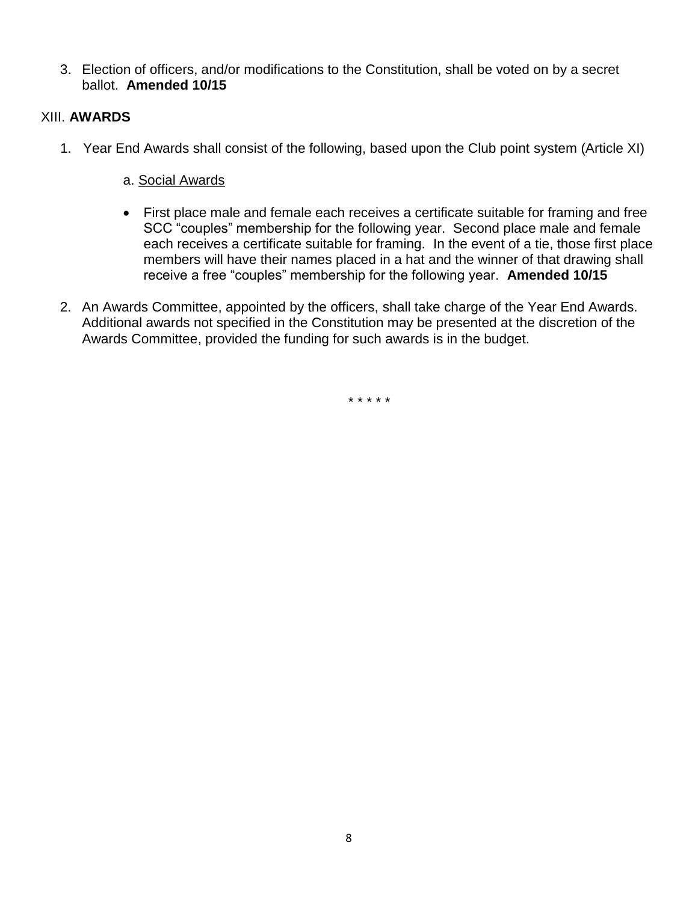3. Election of officers, and/or modifications to the Constitution, shall be voted on by a secret ballot. **Amended 10/15**

## XIII. **AWARDS**

1. Year End Awards shall consist of the following, based upon the Club point system (Article XI)

   a. <u>Social Awards</u>

   - First place male and female each receives a certificate suitable for framing and free SCC "couples" membership for the following year. Second place male and female each receives a certificate suitable for framing. In the event of a tie, those first place members will have their names placed in a hat and the winner of that drawing shall receive a free "couples" membership for the following year. **Amended 10/15**

2. An Awards Committee, appointed by the officers, shall take charge of the Year End Awards. Additional awards not specified in the Constitution may be presented at the discretion of the Awards Committee, provided the funding for such awards is in the budget.

\* \* \* \* \*